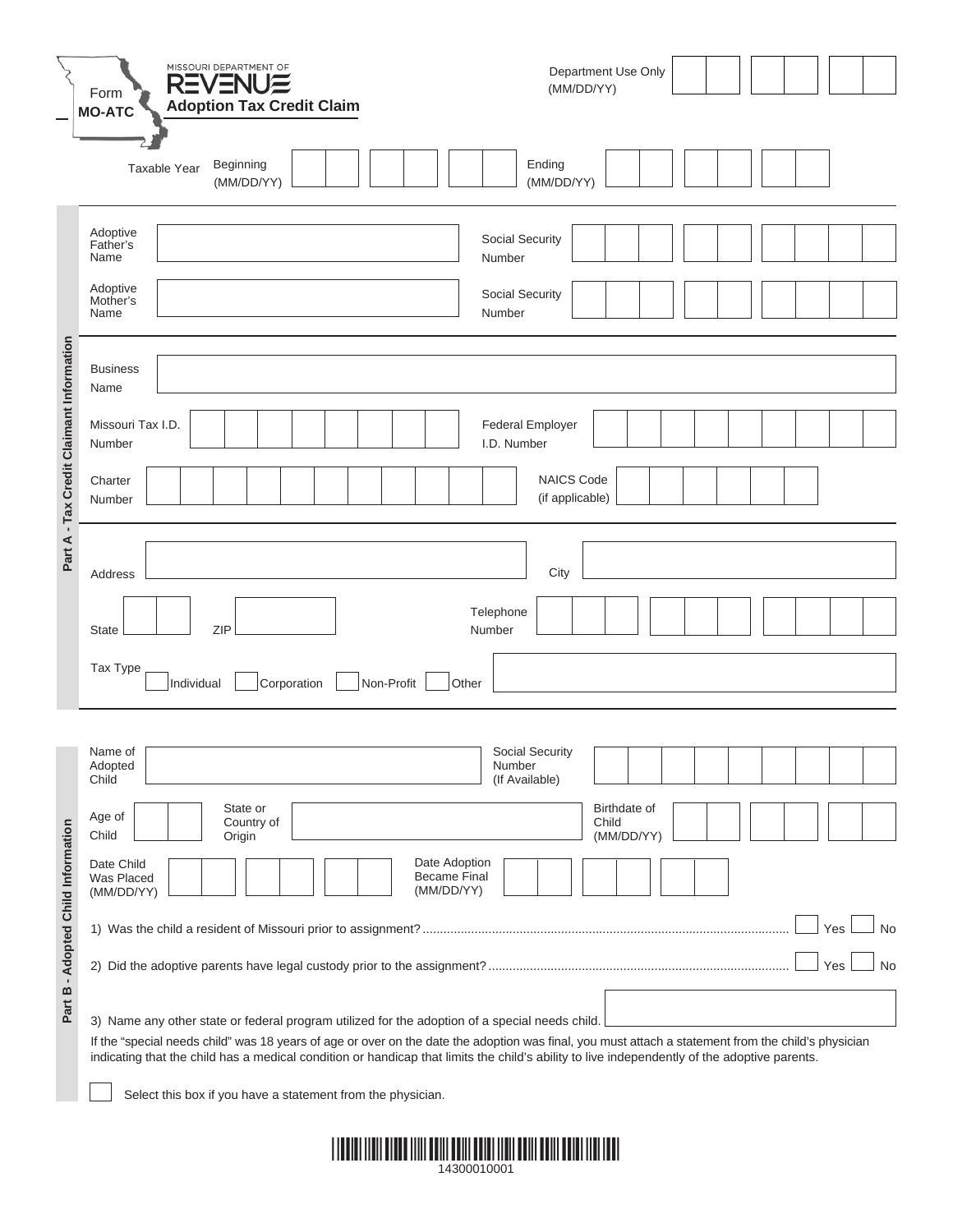Missouri Department of Revenue

Form **MO-ATC**

# Adoption Tax Credit Claim

Department Use Only (MM/DD/YY)

Taxable Year Beginning (MM/DD/YY) | Ending (MM/DD/YY)

## Part A - Tax Credit Claimant Information

Adoptive Father's Name | Social Security Number

Adoptive Mother's Name | Social Security Number

Business Name

Missouri Tax I.D. Number | Federal Employer I.D. Number

Charter Number | NAICS Code (if applicable)

Address | City

State | ZIP | Telephone Number

Tax Type ☐ Individual ☐ Corporation ☐ Non-Profit ☐ Other

## Part B - Adopted Child Information

Name of Adopted Child | Social Security Number (If Available)

Age of Child | State or Country of Origin | Birthdate of Child (MM/DD/YY)

Date Child Was Placed (MM/DD/YY) | Date Adoption Became Final (MM/DD/YY)

1) Was the child a resident of Missouri prior to assignment? ☐ Yes ☐ No

2) Did the adoptive parents have legal custody prior to the assignment? ☐ Yes ☐ No

3) Name any other state or federal program utilized for the adoption of a special needs child.

If the "special needs child" was 18 years of age or over on the date the adoption was final, you must attach a statement from the child's physician indicating that the child has a medical condition or handicap that limits the child's ability to live independently of the adoptive parents.

☐ Select this box if you have a statement from the physician.

14300010001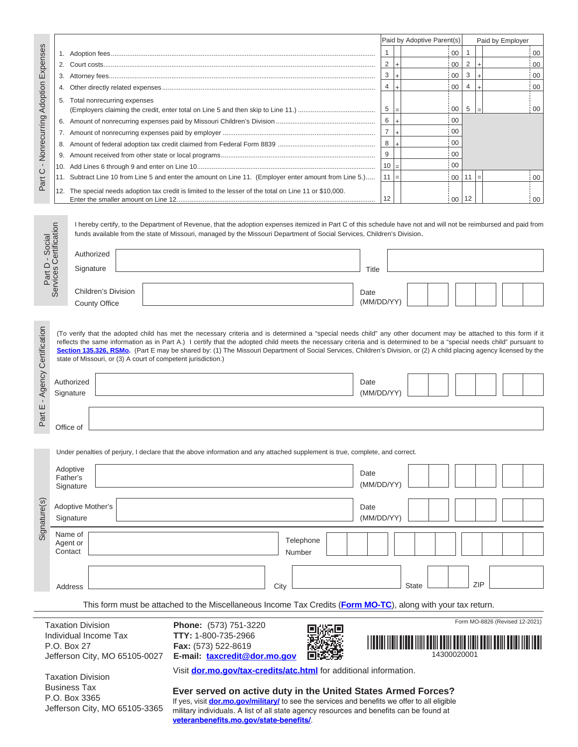## Part C - Nonrecurring Adoption Expenses

| | Paid by Adoptive Parent(s) | Paid by Employer |
|---|---|---|
| 1. Adoption fees | 1 &nbsp;&nbsp;&nbsp; 00 | 1 &nbsp;&nbsp;&nbsp; 00 |
| 2. Court costs | 2 + &nbsp;&nbsp;&nbsp; 00 | 2 + &nbsp;&nbsp;&nbsp; 00 |
| 3. Attorney fees | 3 + &nbsp;&nbsp;&nbsp; 00 | 3 + &nbsp;&nbsp;&nbsp; 00 |
| 4. Other directly related expenses | 4 + &nbsp;&nbsp;&nbsp; 00 | 4 + &nbsp;&nbsp;&nbsp; 00 |
| 5. Total nonrecurring expenses (Employers claiming the credit, enter total on Line 5 and then skip to Line 11.) | 5 = &nbsp;&nbsp;&nbsp; 00 | 5 = &nbsp;&nbsp;&nbsp; 00 |
| 6. Amount of nonrecurring expenses paid by Missouri Children's Division | 6 + &nbsp;&nbsp;&nbsp; 00 | |
| 7. Amount of nonrecurring expenses paid by employer | 7 + &nbsp;&nbsp;&nbsp; 00 | |
| 8. Amount of federal adoption tax credit claimed from Federal Form 8839 | 8 + &nbsp;&nbsp;&nbsp; 00 | |
| 9. Amount received from other state or local programs | 9 &nbsp;&nbsp;&nbsp; 00 | |
| 10. Add Lines 6 through 9 and enter on Line 10 | 10 = &nbsp;&nbsp;&nbsp; 00 | |
| 11. Subtract Line 10 from Line 5 and enter the amount on Line 11. (Employer enter amount from Line 5.) | 11 = &nbsp;&nbsp;&nbsp; 00 | 11 = &nbsp;&nbsp;&nbsp; 00 |
| 12. The special needs adoption tax credit is limited to the lesser of the total on Line 11 or $10,000. Enter the smaller amount on Line 12. | 12 &nbsp;&nbsp;&nbsp; 00 | 12 &nbsp;&nbsp;&nbsp; 00 |

## Part D - Social Services Certification

I hereby certify, to the Department of Revenue, that the adoption expenses itemized in Part C of this schedule have not and will not be reimbursed and paid from funds available from the state of Missouri, managed by the Missouri Department of Social Services, Children's Division.

Authorized Signature ____________________ Title ____________________

Children's Division County Office ____________________ Date (MM/DD/YY) ____________________

## Part E - Agency Certification

(To verify that the adopted child has met the necessary criteria and is determined a "special needs child" any other document may be attached to this form if it reflects the same information as in Part A.) I certify that the adopted child meets the necessary criteria and is determined to be a "special needs child" pursuant to **Section 135.326, RSMo.** (Part E may be shared by: (1) The Missouri Department of Social Services, Children's Division, or (2) A child placing agency licensed by the state of Missouri, or (3) A court of competent jurisdiction.)

Authorized Signature ____________________ Date (MM/DD/YY) ____________________

Office of ____________________

## Signature(s)

Under penalties of perjury, I declare that the above information and any attached supplement is true, complete, and correct.

Adoptive Father's Signature ____________________ Date (MM/DD/YY) ____________________

Adoptive Mother's Signature ____________________ Date (MM/DD/YY) ____________________

Name of Agent or Contact ____________________ Telephone Number ____________________

Address ____________________ City ____________________ State ________ ZIP ________

This form must be attached to the Miscellaneous Income Tax Credits (**Form MO-TC**), along with your tax return.

Taxation Division
Individual Income Tax
P.O. Box 27
Jefferson City, MO 65105-0027

Taxation Division
Business Tax
P.O. Box 3365
Jefferson City, MO 65105-3365

**Phone:** (573) 751-3220
**TTY:** 1-800-735-2966
**Fax:** (573) 522-8619
**E-mail:** **taxcredit@dor.mo.gov**

Form MO-8826 (Revised 12-2021)

14300020001

Visit **dor.mo.gov/tax-credits/atc.html** for additional information.

**Ever served on active duty in the United States Armed Forces?**

If yes, visit **dor.mo.gov/military/** to see the services and benefits we offer to all eligible military individuals. A list of all state agency resources and benefits can be found at **veteranbenefits.mo.gov/state-benefits/**.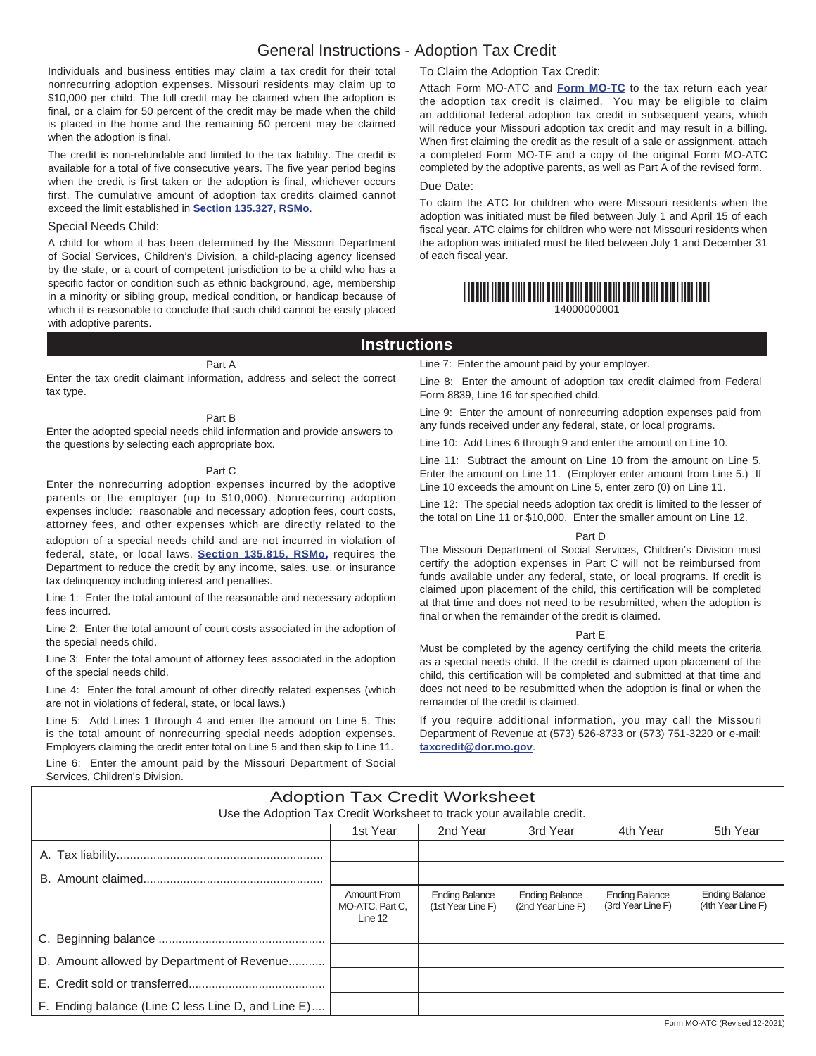# General Instructions - Adoption Tax Credit

Individuals and business entities may claim a tax credit for their total nonrecurring adoption expenses. Missouri residents may claim up to $10,000 per child. The full credit may be claimed when the adoption is final, or a claim for 50 percent of the credit may be made when the child is placed in the home and the remaining 50 percent may be claimed when the adoption is final.

The credit is non-refundable and limited to the tax liability. The credit is available for a total of five consecutive years. The five year period begins when the credit is first taken or the adoption is final, whichever occurs first. The cumulative amount of adoption tax credits claimed cannot exceed the limit established in **Section 135.327, RSMo**.

## Special Needs Child:

A child for whom it has been determined by the Missouri Department of Social Services, Children's Division, a child-placing agency licensed by the state, or a court of competent jurisdiction to be a child who has a specific factor or condition such as ethnic background, age, membership in a minority or sibling group, medical condition, or handicap because of which it is reasonable to conclude that such child cannot be easily placed with adoptive parents.

## To Claim the Adoption Tax Credit:

Attach Form MO-ATC and **Form MO-TC** to the tax return each year the adoption tax credit is claimed. You may be eligible to claim an additional federal adoption tax credit in subsequent years, which will reduce your Missouri adoption tax credit and may result in a billing. When first claiming the credit as the result of a sale or assignment, attach a completed Form MO-TF and a copy of the original Form MO-ATC completed by the adoptive parents, as well as Part A of the revised form.

## Due Date:

To claim the ATC for children who were Missouri residents when the adoption was initiated must be filed between July 1 and April 15 of each fiscal year. ATC claims for children who were not Missouri residents when the adoption was initiated must be filed between July 1 and December 31 of each fiscal year.

14000000001

# Instructions

### Part A

Enter the tax credit claimant information, address and select the correct tax type.

### Part B

Enter the adopted special needs child information and provide answers to the questions by selecting each appropriate box.

### Part C

Enter the nonrecurring adoption expenses incurred by the adoptive parents or the employer (up to $10,000). Nonrecurring adoption expenses include: reasonable and necessary adoption fees, court costs, attorney fees, and other expenses which are directly related to the adoption of a special needs child and are not incurred in violation of federal, state, or local laws. **Section 135.815, RSMo,** requires the Department to reduce the credit by any income, sales, use, or insurance tax delinquency including interest and penalties.

Line 1: Enter the total amount of the reasonable and necessary adoption fees incurred.

Line 2: Enter the total amount of court costs associated in the adoption of the special needs child.

Line 3: Enter the total amount of attorney fees associated in the adoption of the special needs child.

Line 4: Enter the total amount of other directly related expenses (which are not in violations of federal, state, or local laws.)

Line 5: Add Lines 1 through 4 and enter the amount on Line 5. This is the total amount of nonrecurring special needs adoption expenses. Employers claiming the credit enter total on Line 5 and then skip to Line 11.

Line 6: Enter the amount paid by the Missouri Department of Social Services, Children's Division.

Line 7: Enter the amount paid by your employer.

Line 8: Enter the amount of adoption tax credit claimed from Federal Form 8839, Line 16 for specified child.

Line 9: Enter the amount of nonrecurring adoption expenses paid from any funds received under any federal, state, or local programs.

Line 10: Add Lines 6 through 9 and enter the amount on Line 10.

Line 11: Subtract the amount on Line 10 from the amount on Line 5. Enter the amount on Line 11. (Employer enter amount from Line 5.) If Line 10 exceeds the amount on Line 5, enter zero (0) on Line 11.

Line 12: The special needs adoption tax credit is limited to the lesser of the total on Line 11 or $10,000. Enter the smaller amount on Line 12.

### Part D

The Missouri Department of Social Services, Children's Division must certify the adoption expenses in Part C will not be reimbursed from funds available under any federal, state, or local programs. If credit is claimed upon placement of the child, this certification will be completed at that time and does not need to be resubmitted, when the adoption is final or when the remainder of the credit is claimed.

### Part E

Must be completed by the agency certifying the child meets the criteria as a special needs child. If the credit is claimed upon placement of the child, this certification will be completed and submitted at that time and does not need to be resubmitted when the adoption is final or when the remainder of the credit is claimed.

If you require additional information, you may call the Missouri Department of Revenue at (573) 526-8733 or (573) 751-3220 or e-mail: **taxcredit@dor.mo.gov**.

## Adoption Tax Credit Worksheet

Use the Adoption Tax Credit Worksheet to track your available credit.

| | 1st Year | 2nd Year | 3rd Year | 4th Year | 5th Year |
|---|---|---|---|---|---|
| A. Tax liability | | | | | |
| B. Amount claimed | | | | | |
| | Amount From MO-ATC, Part C, Line 12 | Ending Balance (1st Year Line F) | Ending Balance (2nd Year Line F) | Ending Balance (3rd Year Line F) | Ending Balance (4th Year Line F) |
| C. Beginning balance | | | | | |
| D. Amount allowed by Department of Revenue | | | | | |
| E. Credit sold or transferred | | | | | |
| F. Ending balance (Line C less Line D, and Line E) | | | | | |

Form MO-ATC (Revised 12-2021)